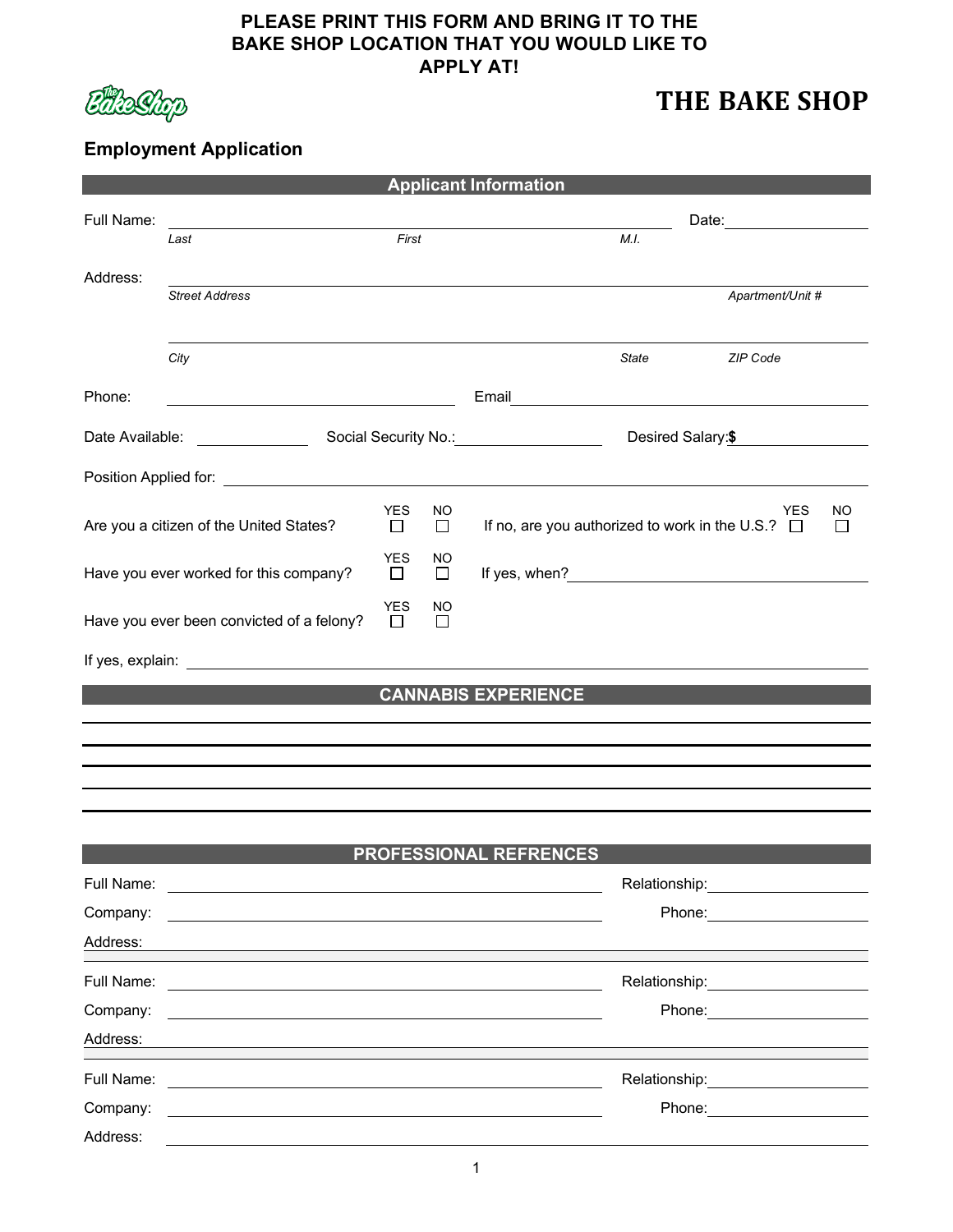**PLEASE PRINT THIS FORM AND BRING IT TO THE BAKE SHOP LOCATION THAT YOU WOULD LIKE TO APPLY AT!**

# THE BAKE SHOP

## Employment Application

### Applicant Information

Full Name: ______________________________________________ Date: ______________

*Last* *First* *M.I.*

Address: ______________________________________________

*Street Address* *Apartment/Unit #*

______________________________________________

*City* *State* *ZIP Code*

Phone: ____________________ Email ____________________

Date Available: __________ Social Security No.: __________ Desired Salary: **$** __________

Position Applied for: ______________________________________________

Are you a citizen of the United States? YES ☐ NO ☐ If no, are you authorized to work in the U.S.? YES ☐ NO ☐

Have you ever worked for this company? YES ☐ NO ☐ If yes, when? ____________________

Have you ever been convicted of a felony? YES ☐ NO ☐

If yes, explain: ______________________________________________

### CANNABIS EXPERIENCE

______________________________________________

______________________________________________

______________________________________________

______________________________________________

______________________________________________

### PROFESSIONAL REFRENCES

Full Name: ____________________ Relationship: ____________________

Company: ____________________ Phone: ____________________

Address: ______________________________________________

Full Name: ____________________ Relationship: ____________________

Company: ____________________ Phone: ____________________

Address: ______________________________________________

Full Name: ____________________ Relationship: ____________________

Company: ____________________ Phone: ____________________

Address: ______________________________________________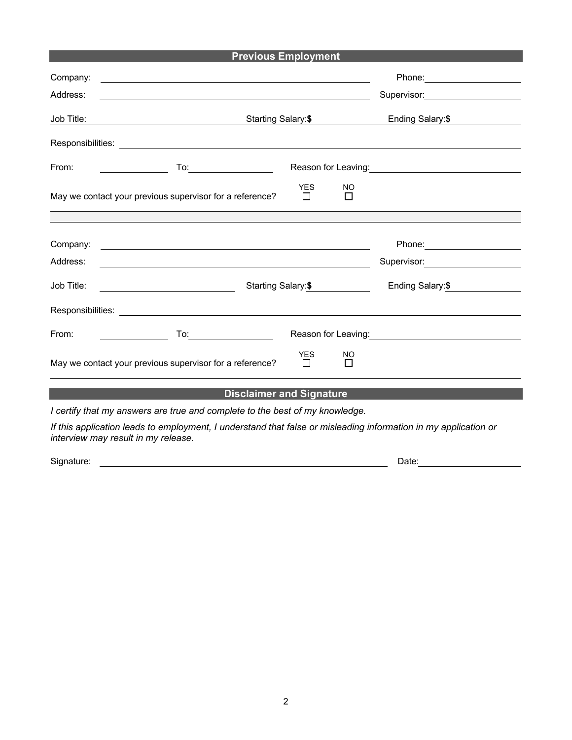## Previous Employment

Company: ______________________________ Phone: ______________

Address: ______________________________ Supervisor: ______________

Job Title: ______________ Starting Salary:$ ______________ Ending Salary:$ ______________

Responsibilities: ______________________________

From: ______________ To: ______________ Reason for Leaving: ______________

May we contact your previous supervisor for a reference? YES ☐ NO ☐

Company: ______________________________ Phone: ______________

Address: ______________________________ Supervisor: ______________

Job Title: ______________ Starting Salary:$ ______________ Ending Salary:$ ______________

Responsibilities: ______________________________

From: ______________ To: ______________ Reason for Leaving: ______________

May we contact your previous supervisor for a reference? YES ☐ NO ☐

## Disclaimer and Signature

*I certify that my answers are true and complete to the best of my knowledge.*

*If this application leads to employment, I understand that false or misleading information in my application or interview may result in my release.*

Signature: ______________________________ Date: ______________